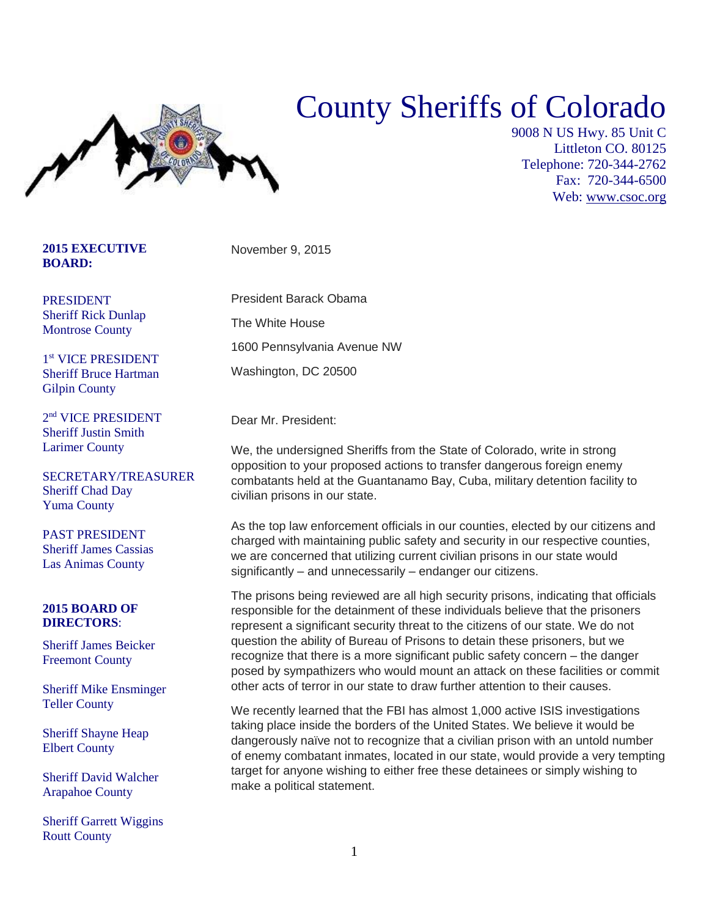# County Sheriffs of Colorado

9008 N US Hwy. 85 Unit C
Littleton CO. 80125
Telephone: 720-344-2762
Fax: 720-344-6500
Web: www.csoc.org

**2015 EXECUTIVE BOARD:**

PRESIDENT
Sheriff Rick Dunlap
Montrose County

1st VICE PRESIDENT
Sheriff Bruce Hartman
Gilpin County

2nd VICE PRESIDENT
Sheriff Justin Smith
Larimer County

SECRETARY/TREASURER
Sheriff Chad Day
Yuma County

PAST PRESIDENT
Sheriff James Cassias
Las Animas County

**2015 BOARD OF DIRECTORS**:

Sheriff James Beicker
Freemont County

Sheriff Mike Ensminger
Teller County

Sheriff Shayne Heap
Elbert County

Sheriff David Walcher
Arapahoe County

Sheriff Garrett Wiggins
Routt County

November 9, 2015

President Barack Obama

The White House

1600 Pennsylvania Avenue NW

Washington, DC 20500

Dear Mr. President:

We, the undersigned Sheriffs from the State of Colorado, write in strong opposition to your proposed actions to transfer dangerous foreign enemy combatants held at the Guantanamo Bay, Cuba, military detention facility to civilian prisons in our state.

As the top law enforcement officials in our counties, elected by our citizens and charged with maintaining public safety and security in our respective counties, we are concerned that utilizing current civilian prisons in our state would significantly – and unnecessarily – endanger our citizens.

The prisons being reviewed are all high security prisons, indicating that officials responsible for the detainment of these individuals believe that the prisoners represent a significant security threat to the citizens of our state. We do not question the ability of Bureau of Prisons to detain these prisoners, but we recognize that there is a more significant public safety concern – the danger posed by sympathizers who would mount an attack on these facilities or commit other acts of terror in our state to draw further attention to their causes.

We recently learned that the FBI has almost 1,000 active ISIS investigations taking place inside the borders of the United States. We believe it would be dangerously naïve not to recognize that a civilian prison with an untold number of enemy combatant inmates, located in our state, would provide a very tempting target for anyone wishing to either free these detainees or simply wishing to make a political statement.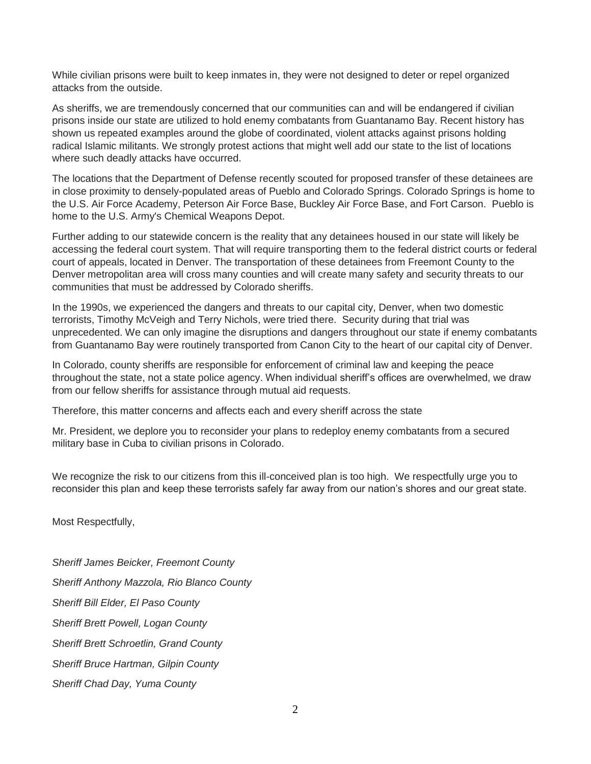While civilian prisons were built to keep inmates in, they were not designed to deter or repel organized attacks from the outside.

As sheriffs, we are tremendously concerned that our communities can and will be endangered if civilian prisons inside our state are utilized to hold enemy combatants from Guantanamo Bay. Recent history has shown us repeated examples around the globe of coordinated, violent attacks against prisons holding radical Islamic militants. We strongly protest actions that might well add our state to the list of locations where such deadly attacks have occurred.

The locations that the Department of Defense recently scouted for proposed transfer of these detainees are in close proximity to densely-populated areas of Pueblo and Colorado Springs. Colorado Springs is home to the U.S. Air Force Academy, Peterson Air Force Base, Buckley Air Force Base, and Fort Carson. Pueblo is home to the U.S. Army's Chemical Weapons Depot.

Further adding to our statewide concern is the reality that any detainees housed in our state will likely be accessing the federal court system. That will require transporting them to the federal district courts or federal court of appeals, located in Denver. The transportation of these detainees from Freemont County to the Denver metropolitan area will cross many counties and will create many safety and security threats to our communities that must be addressed by Colorado sheriffs.

In the 1990s, we experienced the dangers and threats to our capital city, Denver, when two domestic terrorists, Timothy McVeigh and Terry Nichols, were tried there. Security during that trial was unprecedented. We can only imagine the disruptions and dangers throughout our state if enemy combatants from Guantanamo Bay were routinely transported from Canon City to the heart of our capital city of Denver.

In Colorado, county sheriffs are responsible for enforcement of criminal law and keeping the peace throughout the state, not a state police agency. When individual sheriff's offices are overwhelmed, we draw from our fellow sheriffs for assistance through mutual aid requests.

Therefore, this matter concerns and affects each and every sheriff across the state

Mr. President, we deplore you to reconsider your plans to redeploy enemy combatants from a secured military base in Cuba to civilian prisons in Colorado.

We recognize the risk to our citizens from this ill-conceived plan is too high. We respectfully urge you to reconsider this plan and keep these terrorists safely far away from our nation's shores and our great state.

Most Respectfully,

*Sheriff James Beicker, Freemont County*

*Sheriff Anthony Mazzola, Rio Blanco County*

*Sheriff Bill Elder, El Paso County*

*Sheriff Brett Powell, Logan County*

*Sheriff Brett Schroetlin, Grand County*

*Sheriff Bruce Hartman, Gilpin County*

*Sheriff Chad Day, Yuma County*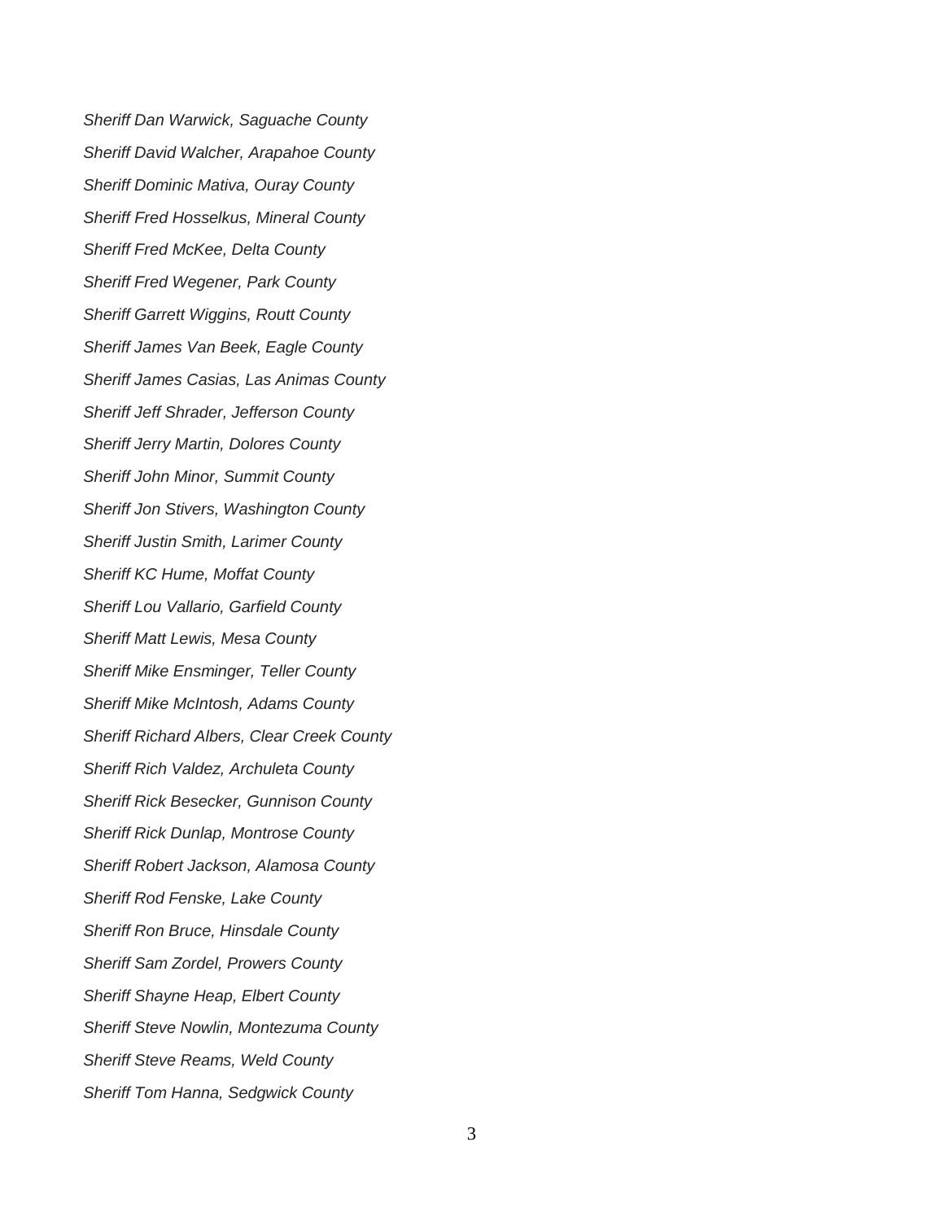*Sheriff Dan Warwick, Saguache County*

*Sheriff David Walcher, Arapahoe County*

*Sheriff Dominic Mativa, Ouray County*

*Sheriff Fred Hosselkus, Mineral County*

*Sheriff Fred McKee, Delta County*

*Sheriff Fred Wegener, Park County*

*Sheriff Garrett Wiggins, Routt County*

*Sheriff James Van Beek, Eagle County*

*Sheriff James Casias, Las Animas County*

*Sheriff Jeff Shrader, Jefferson County*

*Sheriff Jerry Martin, Dolores County*

*Sheriff John Minor, Summit County*

*Sheriff Jon Stivers, Washington County*

*Sheriff Justin Smith, Larimer County*

*Sheriff KC Hume, Moffat County*

*Sheriff Lou Vallario, Garfield County*

*Sheriff Matt Lewis, Mesa County*

*Sheriff Mike Ensminger, Teller County*

*Sheriff Mike McIntosh, Adams County*

*Sheriff Richard Albers, Clear Creek County*

*Sheriff Rich Valdez, Archuleta County*

*Sheriff Rick Besecker, Gunnison County*

*Sheriff Rick Dunlap, Montrose County*

*Sheriff Robert Jackson, Alamosa County*

*Sheriff Rod Fenske, Lake County*

*Sheriff Ron Bruce, Hinsdale County*

*Sheriff Sam Zordel, Prowers County*

*Sheriff Shayne Heap, Elbert County*

*Sheriff Steve Nowlin, Montezuma County*

*Sheriff Steve Reams, Weld County*

*Sheriff Tom Hanna, Sedgwick County*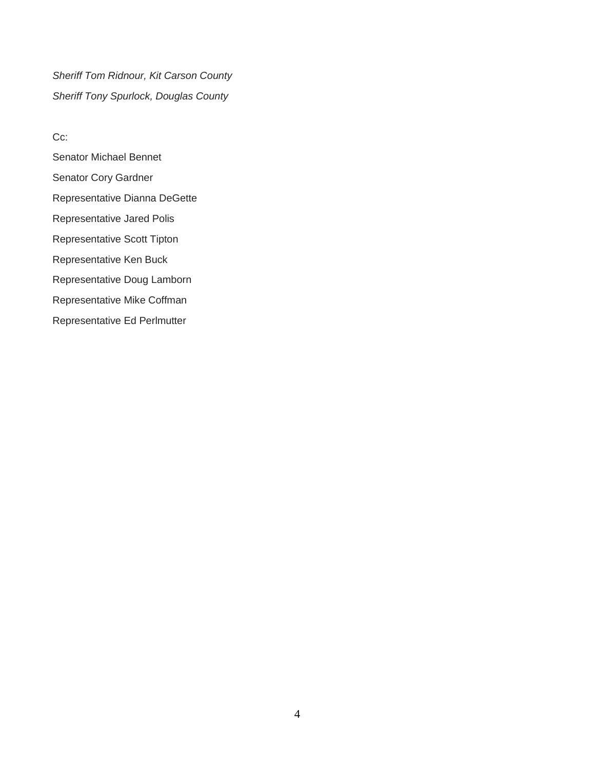*Sheriff Tom Ridnour, Kit Carson County*

*Sheriff Tony Spurlock, Douglas County*

Cc:

Senator Michael Bennet

Senator Cory Gardner

Representative Dianna DeGette

Representative Jared Polis

Representative Scott Tipton

Representative Ken Buck

Representative Doug Lamborn

Representative Mike Coffman

Representative Ed Perlmutter